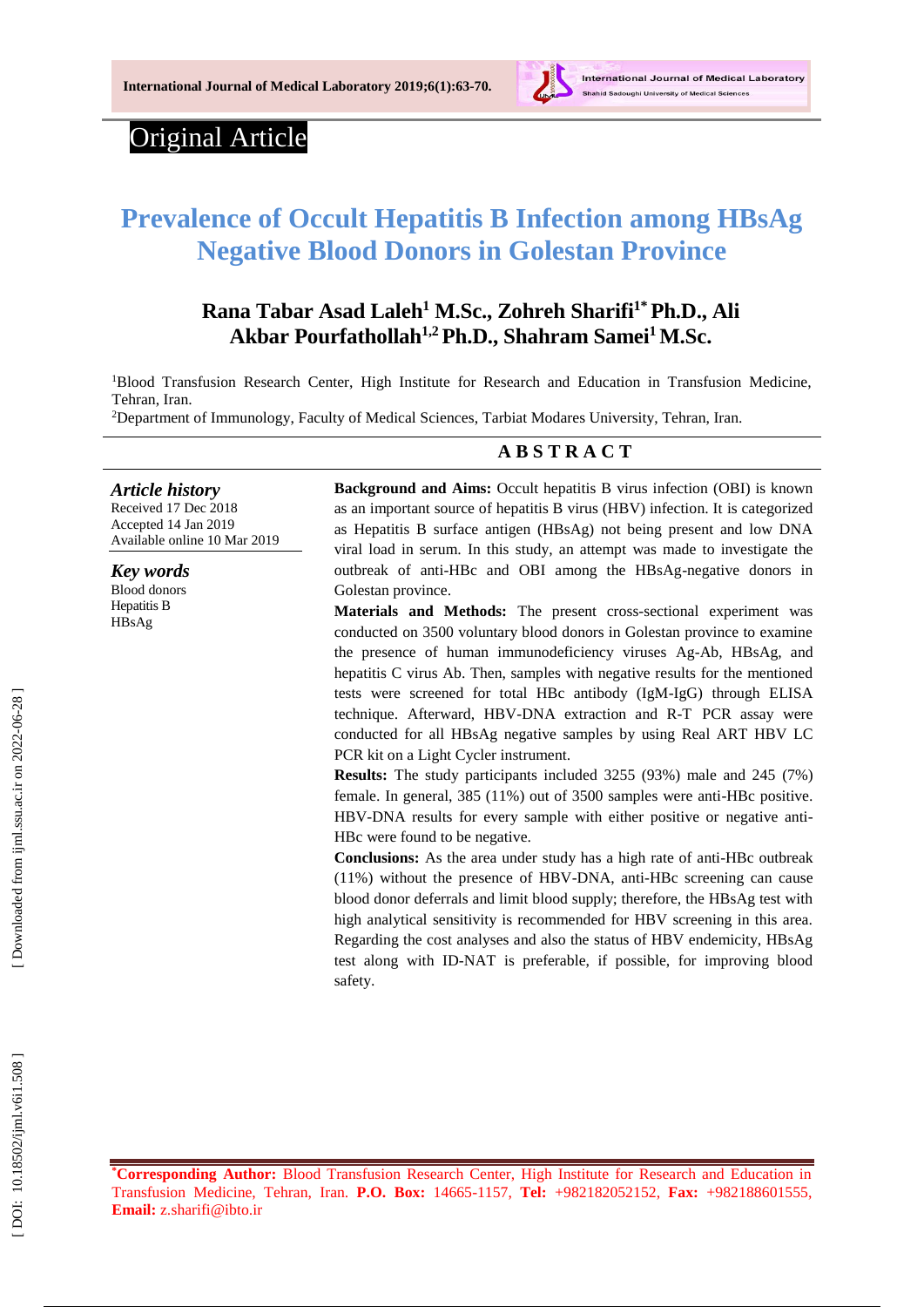Original Article

# Prevalence of Occult Hepatitis B Infection among HBsAg Negative Blood Donors in Golestan Province

**Rana Tabar Asad Laleh[1] M.Sc., Zohreh Sharifi[1*] Ph.D., Ali Akbar Pourfathollah[1,2] Ph.D., Shahram Samei[1] M.Sc.**

[1]Blood Transfusion Research Center, High Institute for Research and Education in Transfusion Medicine, Tehran, Iran.
[2]Department of Immunology, Faculty of Medical Sciences, Tarbiat Modares University, Tehran, Iran.

***Article history***
Received 17 Dec 2018
Accepted 14 Jan 2019
Available online 10 Mar 2019

***Key words***
Blood donors
Hepatitis B
HBsAg

## ABSTRACT

**Background and Aims:** Occult hepatitis B virus infection (OBI) is known as an important source of hepatitis B virus (HBV) infection. It is categorized as Hepatitis B surface antigen (HBsAg) not being present and low DNA viral load in serum. In this study, an attempt was made to investigate the outbreak of anti-HBc and OBI among the HBsAg-negative donors in Golestan province.

**Materials and Methods:** The present cross-sectional experiment was conducted on 3500 voluntary blood donors in Golestan province to examine the presence of human immunodeficiency viruses Ag-Ab, HBsAg, and hepatitis C virus Ab. Then, samples with negative results for the mentioned tests were screened for total HBc antibody (IgM-IgG) through ELISA technique. Afterward, HBV-DNA extraction and R-T PCR assay were conducted for all HBsAg negative samples by using Real ART HBV LC PCR kit on a Light Cycler instrument.

**Results:** The study participants included 3255 (93%) male and 245 (7%) female. In general, 385 (11%) out of 3500 samples were anti-HBc positive. HBV-DNA results for every sample with either positive or negative anti-HBc were found to be negative.

**Conclusions:** As the area under study has a high rate of anti-HBc outbreak (11%) without the presence of HBV-DNA, anti-HBc screening can cause blood donor deferrals and limit blood supply; therefore, the HBsAg test with high analytical sensitivity is recommended for HBV screening in this area. Regarding the cost analyses and also the status of HBV endemicity, HBsAg test along with ID-NAT is preferable, if possible, for improving blood safety.

*Corresponding Author:** Blood Transfusion Research Center, High Institute for Research and Education in Transfusion Medicine, Tehran, Iran. **P.O. Box:** 14665-1157, **Tel:** +982182052152, **Fax:** +982188601555, **Email:** z.sharifi@ibto.ir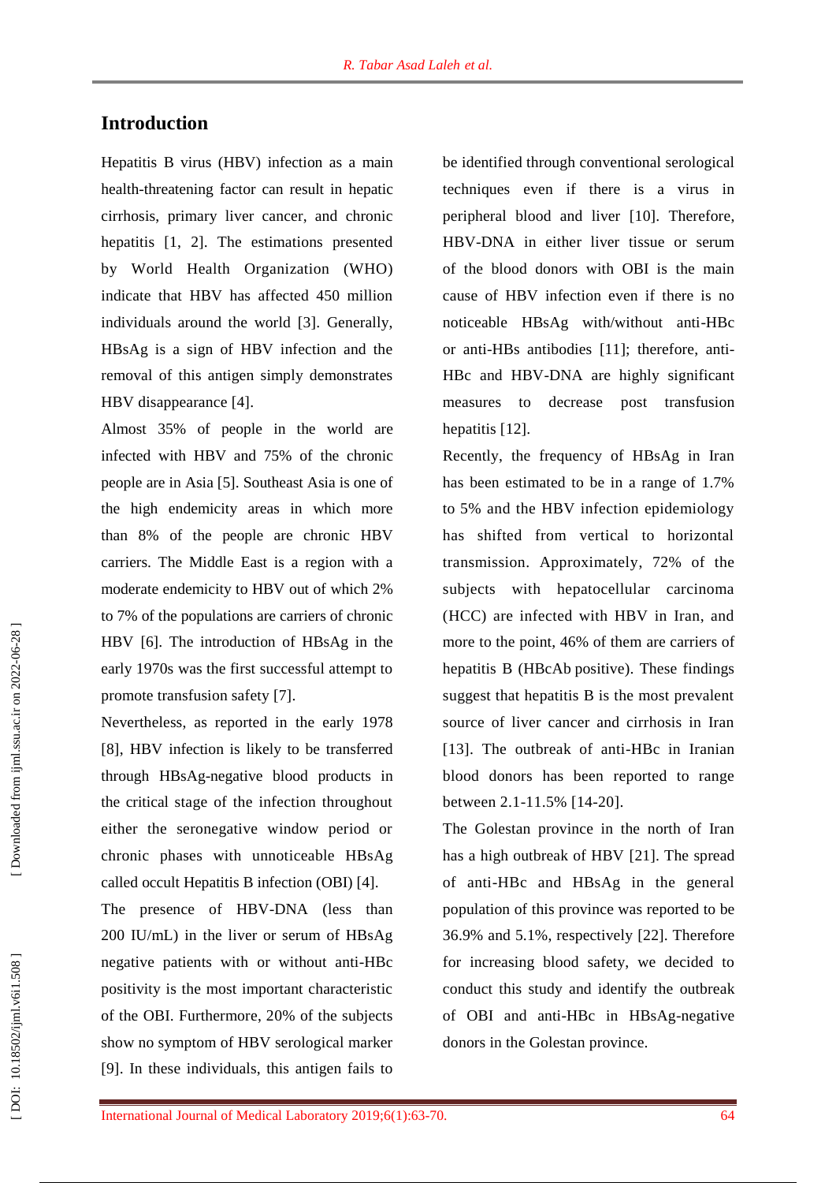## Introduction

Hepatitis B virus (HBV) infection as a main health-threatening factor can result in hepatic cirrhosis, primary liver cancer, and chronic hepatitis [1, 2]. The estimations presented by World Health Organization (WHO) indicate that HBV has affected 450 million individuals around the world [3]. Generally, HBsAg is a sign of HBV infection and the removal of this antigen simply demonstrates HBV disappearance [4].

Almost 35% of people in the world are infected with HBV and 75% of the chronic people are in Asia [5]. Southeast Asia is one of the high endemicity areas in which more than 8% of the people are chronic HBV carriers. The Middle East is a region with a moderate endemicity to HBV out of which 2% to 7% of the populations are carriers of chronic HBV [6]. The introduction of HBsAg in the early 1970s was the first successful attempt to promote transfusion safety [7].

Nevertheless, as reported in the early 1978 [8], HBV infection is likely to be transferred through HBsAg-negative blood products in the critical stage of the infection throughout either the seronegative window period or chronic phases with unnoticeable HBsAg called occult Hepatitis B infection (OBI) [4].

The presence of HBV-DNA (less than 200 IU/mL) in the liver or serum of HBsAg negative patients with or without anti-HBc positivity is the most important characteristic of the OBI. Furthermore, 20% of the subjects show no symptom of HBV serological marker [9]. In these individuals, this antigen fails to be identified through conventional serological techniques even if there is a virus in peripheral blood and liver [10]. Therefore, HBV-DNA in either liver tissue or serum of the blood donors with OBI is the main cause of HBV infection even if there is no noticeable HBsAg with/without anti-HBc or anti-HBs antibodies [11]; therefore, anti-HBc and HBV-DNA are highly significant measures to decrease post transfusion hepatitis [12].

Recently, the frequency of HBsAg in Iran has been estimated to be in a range of 1.7% to 5% and the HBV infection epidemiology has shifted from vertical to horizontal transmission. Approximately, 72% of the subjects with hepatocellular carcinoma (HCC) are infected with HBV in Iran, and more to the point, 46% of them are carriers of hepatitis B (HBcAb positive). These findings suggest that hepatitis B is the most prevalent source of liver cancer and cirrhosis in Iran [13]. The outbreak of anti-HBc in Iranian blood donors has been reported to range between 2.1-11.5% [14-20].

The Golestan province in the north of Iran has a high outbreak of HBV [21]. The spread of anti-HBc and HBsAg in the general population of this province was reported to be 36.9% and 5.1%, respectively [22]. Therefore for increasing blood safety, we decided to conduct this study and identify the outbreak of OBI and anti-HBc in HBsAg-negative donors in the Golestan province.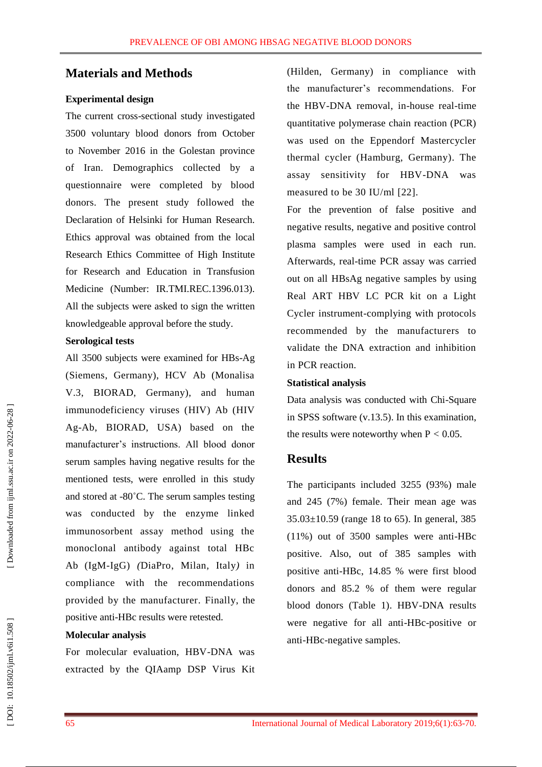## Materials and Methods

### Experimental design

The current cross-sectional study investigated 3500 voluntary blood donors from October to November 2016 in the Golestan province of Iran. Demographics collected by a questionnaire were completed by blood donors. The present study followed the Declaration of Helsinki for Human Research. Ethics approval was obtained from the local Research Ethics Committee of High Institute for Research and Education in Transfusion Medicine (Number: IR.TMI.REC.1396.013). All the subjects were asked to sign the written knowledgeable approval before the study.

### Serological tests

All 3500 subjects were examined for HBs-Ag (Siemens, Germany), HCV Ab (Monalisa V.3, BIORAD, Germany), and human immunodeficiency viruses (HIV) Ab (HIV Ag-Ab, BIORAD, USA) based on the manufacturer's instructions. All blood donor serum samples having negative results for the mentioned tests, were enrolled in this study and stored at -80˚C. The serum samples testing was conducted by the enzyme linked immunosorbent assay method using the monoclonal antibody against total HBc Ab (IgM-IgG) *(*DiaPro, Milan, Italy*)* in compliance with the recommendations provided by the manufacturer. Finally, the positive anti-HBc results were retested.

### Molecular analysis

For molecular evaluation, HBV-DNA was extracted by the QIAamp DSP Virus Kit (Hilden, Germany) in compliance with the manufacturer's recommendations. For the HBV-DNA removal, in-house real-time quantitative polymerase chain reaction (PCR) was used on the Eppendorf Mastercycler thermal cycler (Hamburg, Germany). The assay sensitivity for HBV-DNA was measured to be 30 IU/ml [22].

For the prevention of false positive and negative results, negative and positive control plasma samples were used in each run. Afterwards, real-time PCR assay was carried out on all HBsAg negative samples by using Real ART HBV LC PCR kit on a Light Cycler instrument-complying with protocols recommended by the manufacturers to validate the DNA extraction and inhibition in PCR reaction.

### Statistical analysis

Data analysis was conducted with Chi-Square in SPSS software (v.13.5). In this examination, the results were noteworthy when $P < 0.05$.

## Results

The participants included 3255 (93%) male and 245 (7%) female. Their mean age was 35.03±10.59 (range 18 to 65). In general, 385 (11%) out of 3500 samples were anti-HBc positive. Also, out of 385 samples with positive anti-HBc, 14.85 % were first blood donors and 85.2 % of them were regular blood donors (Table 1). HBV-DNA results were negative for all anti-HBc-positive or anti-HBc-negative samples.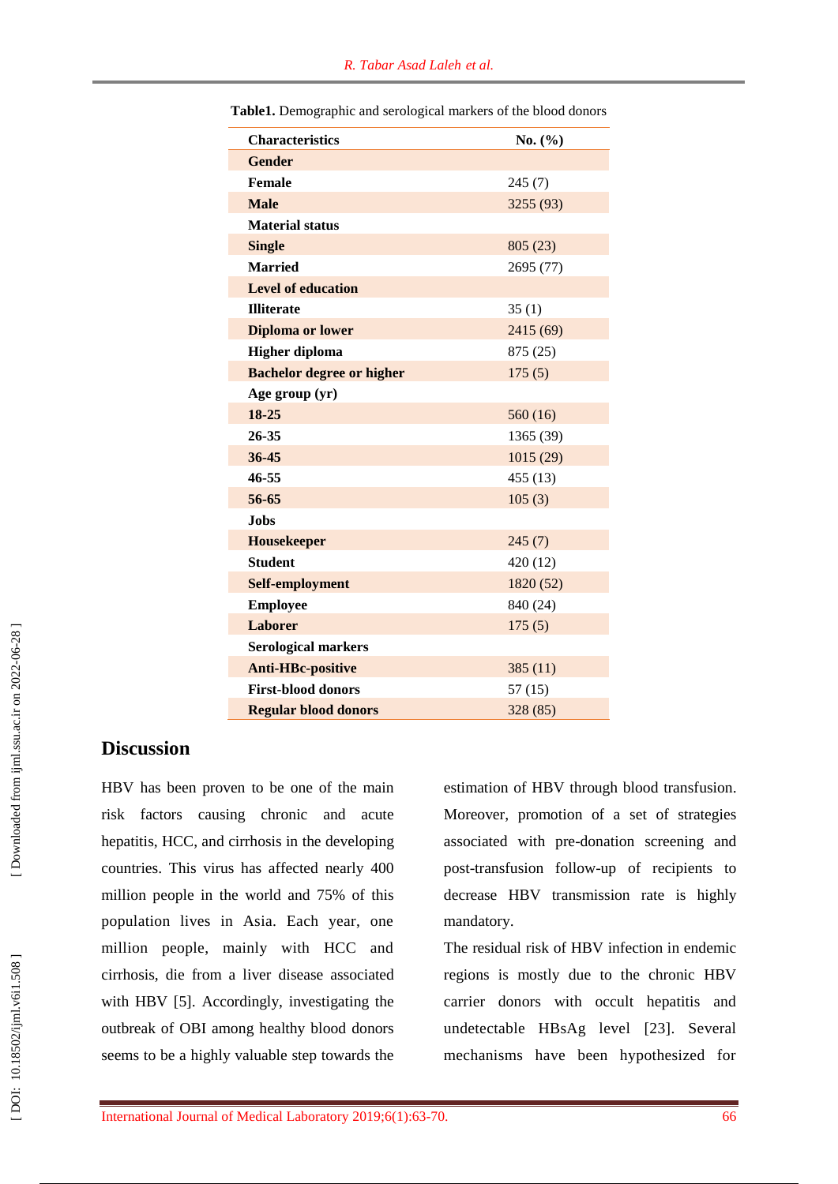**Table1.** Demographic and serological markers of the blood donors

| Characteristics | No. (%) |
|---|---|
| **Gender** | |
| **Female** | 245 (7) |
| **Male** | 3255 (93) |
| **Material status** | |
| **Single** | 805 (23) |
| **Married** | 2695 (77) |
| **Level of education** | |
| **Illiterate** | 35 (1) |
| **Diploma or lower** | 2415 (69) |
| **Higher diploma** | 875 (25) |
| **Bachelor degree or higher** | 175 (5) |
| **Age group (yr)** | |
| **18-25** | 560 (16) |
| **26-35** | 1365 (39) |
| **36-45** | 1015 (29) |
| **46-55** | 455 (13) |
| **56-65** | 105 (3) |
| **Jobs** | |
| **Housekeeper** | 245 (7) |
| **Student** | 420 (12) |
| **Self-employment** | 1820 (52) |
| **Employee** | 840 (24) |
| **Laborer** | 175 (5) |
| **Serological markers** | |
| **Anti-HBc-positive** | 385 (11) |
| **First-blood donors** | 57 (15) |
| **Regular blood donors** | 328 (85) |

## Discussion

HBV has been proven to be one of the main risk factors causing chronic and acute hepatitis, HCC, and cirrhosis in the developing countries. This virus has affected nearly 400 million people in the world and 75% of this population lives in Asia. Each year, one million people, mainly with HCC and cirrhosis, die from a liver disease associated with HBV [5]. Accordingly, investigating the outbreak of OBI among healthy blood donors seems to be a highly valuable step towards the estimation of HBV through blood transfusion. Moreover, promotion of a set of strategies associated with pre-donation screening and post-transfusion follow-up of recipients to decrease HBV transmission rate is highly mandatory.

The residual risk of HBV infection in endemic regions is mostly due to the chronic HBV carrier donors with occult hepatitis and undetectable HBsAg level [23]. Several mechanisms have been hypothesized for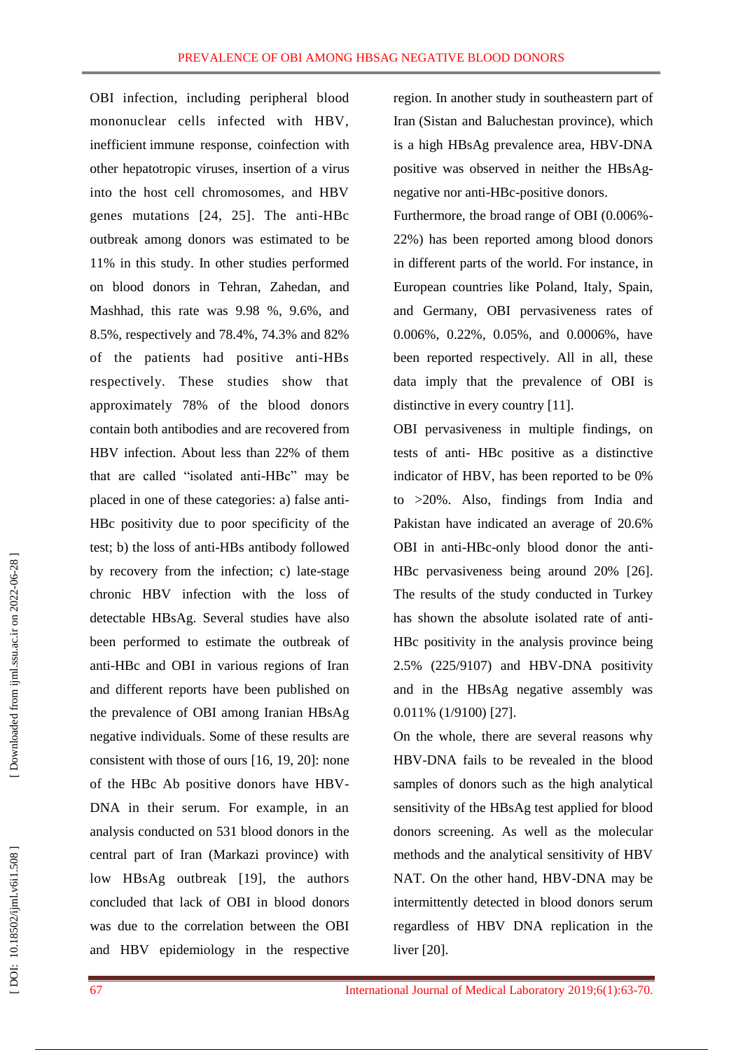OBI infection, including peripheral blood mononuclear cells infected with HBV, inefficient immune response, coinfection with other hepatotropic viruses, insertion of a virus into the host cell chromosomes, and HBV genes mutations [24, 25]. The anti-HBc outbreak among donors was estimated to be 11% in this study. In other studies performed on blood donors in Tehran, Zahedan, and Mashhad, this rate was 9.98 %, 9.6%, and 8.5%, respectively and 78.4%, 74.3% and 82% of the patients had positive anti-HBs respectively. These studies show that approximately 78% of the blood donors contain both antibodies and are recovered from HBV infection. About less than 22% of them that are called "isolated anti-HBc" may be placed in one of these categories: a) false anti-HBc positivity due to poor specificity of the test; b) the loss of anti-HBs antibody followed by recovery from the infection; c) late-stage chronic HBV infection with the loss of detectable HBsAg. Several studies have also been performed to estimate the outbreak of anti-HBc and OBI in various regions of Iran and different reports have been published on the prevalence of OBI among Iranian HBsAg negative individuals. Some of these results are consistent with those of ours [16, 19, 20]: none of the HBc Ab positive donors have HBV-DNA in their serum. For example, in an analysis conducted on 531 blood donors in the central part of Iran (Markazi province) with low HBsAg outbreak [19], the authors concluded that lack of OBI in blood donors was due to the correlation between the OBI and HBV epidemiology in the respective region. In another study in southeastern part of Iran (Sistan and Baluchestan province), which is a high HBsAg prevalence area, HBV-DNA positive was observed in neither the HBsAg-negative nor anti-HBc-positive donors.

Furthermore, the broad range of OBI (0.006%-22%) has been reported among blood donors in different parts of the world. For instance, in European countries like Poland, Italy, Spain, and Germany, OBI pervasiveness rates of 0.006%, 0.22%, 0.05%, and 0.0006%, have been reported respectively. All in all, these data imply that the prevalence of OBI is distinctive in every country [11].

OBI pervasiveness in multiple findings, on tests of anti- HBc positive as a distinctive indicator of HBV, has been reported to be 0% to >20%. Also, findings from India and Pakistan have indicated an average of 20.6% OBI in anti-HBc-only blood donor the anti-HBc pervasiveness being around 20% [26]. The results of the study conducted in Turkey has shown the absolute isolated rate of anti-HBc positivity in the analysis province being 2.5% (225/9107) and HBV-DNA positivity and in the HBsAg negative assembly was 0.011% (1/9100) [27].

On the whole, there are several reasons why HBV-DNA fails to be revealed in the blood samples of donors such as the high analytical sensitivity of the HBsAg test applied for blood donors screening. As well as the molecular methods and the analytical sensitivity of HBV NAT. On the other hand, HBV-DNA may be intermittently detected in blood donors serum regardless of HBV DNA replication in the liver [20].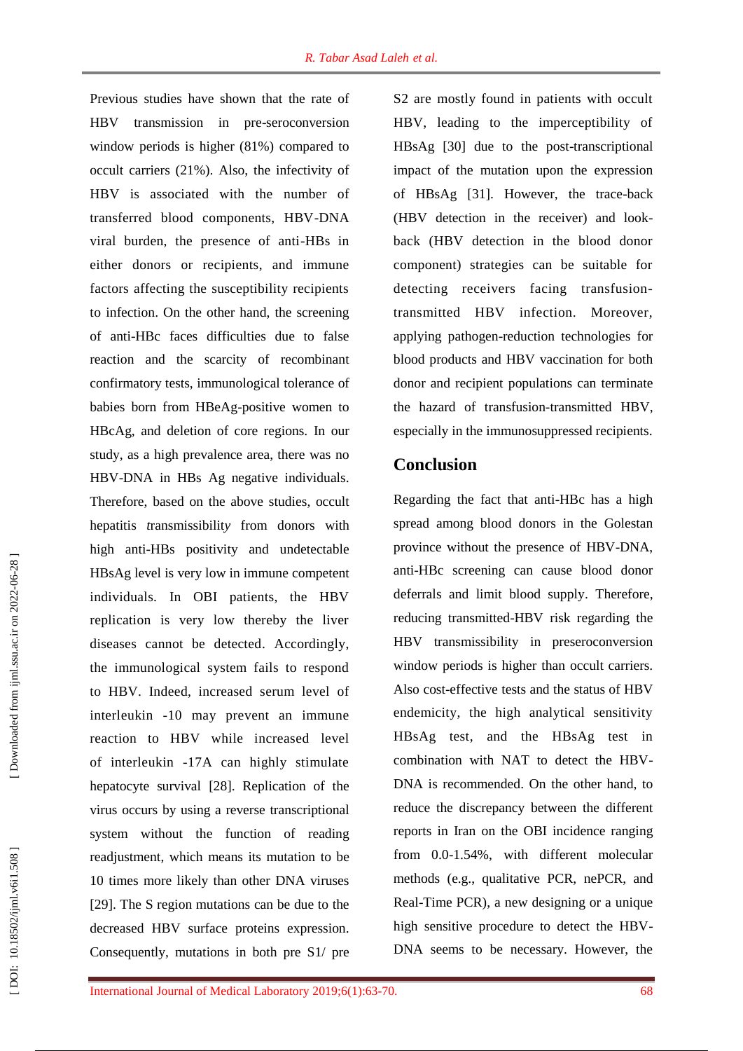Previous studies have shown that the rate of HBV transmission in pre-seroconversion window periods is higher (81%) compared to occult carriers (21%). Also, the infectivity of HBV is associated with the number of transferred blood components, HBV-DNA viral burden, the presence of anti-HBs in either donors or recipients, and immune factors affecting the susceptibility recipients to infection. On the other hand, the screening of anti-HBc faces difficulties due to false reaction and the scarcity of recombinant confirmatory tests, immunological tolerance of babies born from HBeAg-positive women to HBcAg, and deletion of core regions. In our study, as a high prevalence area, there was no HBV-DNA in HBs Ag negative individuals. Therefore, based on the above studies, occult hepatitis *t*ransmissibility from donors with high anti-HBs positivity and undetectable HBsAg level is very low in immune competent individuals. In OBI patients, the HBV replication is very low thereby the liver diseases cannot be detected. Accordingly, the immunological system fails to respond to HBV. Indeed, increased serum level of interleukin -10 may prevent an immune reaction to HBV while increased level of interleukin -17A can highly stimulate hepatocyte survival [28]. Replication of the virus occurs by using a reverse transcriptional system without the function of reading readjustment, which means its mutation to be 10 times more likely than other DNA viruses [29]. The S region mutations can be due to the decreased HBV surface proteins expression. Consequently, mutations in both pre S1/ pre S2 are mostly found in patients with occult HBV, leading to the imperceptibility of HBsAg [30] due to the post-transcriptional impact of the mutation upon the expression of HBsAg [31]. However, the trace-back (HBV detection in the receiver) and look-back (HBV detection in the blood donor component) strategies can be suitable for detecting receivers facing transfusion-transmitted HBV infection. Moreover, applying pathogen-reduction technologies for blood products and HBV vaccination for both donor and recipient populations can terminate the hazard of transfusion-transmitted HBV, especially in the immunosuppressed recipients.

## Conclusion

Regarding the fact that anti-HBc has a high spread among blood donors in the Golestan province without the presence of HBV-DNA, anti-HBc screening can cause blood donor deferrals and limit blood supply. Therefore, reducing transmitted-HBV risk regarding the HBV transmissibility in preseroconversion window periods is higher than occult carriers. Also cost-effective tests and the status of HBV endemicity, the high analytical sensitivity HBsAg test, and the HBsAg test in combination with NAT to detect the HBV-DNA is recommended. On the other hand, to reduce the discrepancy between the different reports in Iran on the OBI incidence ranging from 0.0-1.54%, with different molecular methods (e.g., qualitative PCR, nePCR, and Real-Time PCR), a new designing or a unique high sensitive procedure to detect the HBV-DNA seems to be necessary. However, the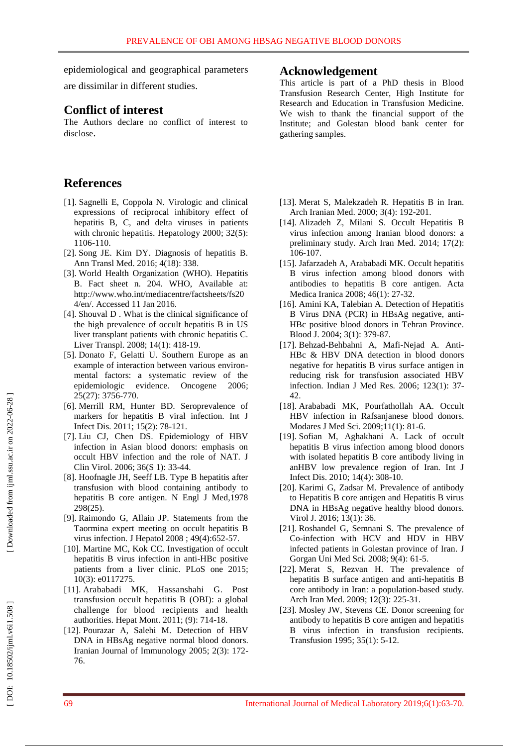epidemiological and geographical parameters are dissimilar in different studies.

## Conflict of interest

The Authors declare no conflict of interest to disclose.

## Acknowledgement

This article is part of a PhD thesis in Blood Transfusion Research Center, High Institute for Research and Education in Transfusion Medicine. We wish to thank the financial support of the Institute; and Golestan blood bank center for gathering samples.

## References

[1]. Sagnelli E, Coppola N. Virologic and clinical expressions of reciprocal inhibitory effect of hepatitis B, C, and delta viruses in patients with chronic hepatitis. Hepatology 2000; 32(5): 1106-110.

[2]. Song JE. Kim DY. Diagnosis of hepatitis B. Ann Transl Med. 2016; 4(18): 338.

[3]. World Health Organization (WHO). Hepatitis B. Fact sheet n. 204. WHO, Available at: http://www.who.int/mediacentre/factsheets/fs204/en/. Accessed 11 Jan 2016.

[4]. Shouval D . What is the clinical significance of the high prevalence of occult hepatitis B in US liver transplant patients with chronic hepatitis C. Liver Transpl. 2008; 14(1): 418-19.

[5]. Donato F, Gelatti U. Southern Europe as an example of interaction between various environmental factors: a systematic review of the epidemiologic evidence. Oncogene 2006; 25(27): 3756-770.

[6]. Merrill RM, Hunter BD. Seroprevalence of markers for hepatitis B viral infection. Int J Infect Dis. 2011; 15(2): 78-121.

[7]. Liu CJ, Chen DS. Epidemiology of HBV infection in Asian blood donors: emphasis on occult HBV infection and the role of NAT. J Clin Virol. 2006; 36(S 1): 33-44.

[8]. Hoofnagle JH, Seeff LB. Type B hepatitis after transfusion with blood containing antibody to hepatitis B core antigen. N Engl J Med,1978 298(25).

[9]. Raimondo G, Allain JP. Statements from the Taormina expert meeting on occult hepatitis B virus infection. J Hepatol 2008 ; 49(4):652-57.

[10]. Martine MC, Kok CC. Investigation of occult hepatitis B virus infection in anti-HBc positive patients from a liver clinic. PLoS one 2015; 10(3): e0117275.

[11]. Arababadi MK, Hassanshahi G. Post transfusion occult hepatitis B (OBI): a global challenge for blood recipients and health authorities. Hepat Mont. 2011; (9): 714-18.

[12]. Pourazar A, Salehi M. Detection of HBV DNA in HBsAg negative normal blood donors. Iranian Journal of Immunology 2005; 2(3): 172-76.

[13]. Merat S, Malekzadeh R. Hepatitis B in Iran. Arch Iranian Med. 2000; 3(4): 192-201.

[14]. Alizadeh Z, Milani S. Occult Hepatitis B virus infection among Iranian blood donors: a preliminary study. Arch Iran Med. 2014; 17(2): 106-107.

[15]. Jafarzadeh A, Arababadi MK. Occult hepatitis B virus infection among blood donors with antibodies to hepatitis B core antigen. Acta Medica Iranica 2008; 46(1): 27-32.

[16]. Amini KA, Talebian A. Detection of Hepatitis B Virus DNA (PCR) in HBsAg negative, anti-HBc positive blood donors in Tehran Province. Blood J. 2004; 3(1): 379-87.

[17]. Behzad-Behbahni A, Mafi-Nejad A. Anti-HBc & HBV DNA detection in blood donors negative for hepatitis B virus surface antigen in reducing risk for transfusion associated HBV infection. Indian J Med Res. 2006; 123(1): 37-42.

[18]. Arababadi MK, Pourfathollah AA. Occult HBV infection in Rafsanjanese blood donors. Modares J Med Sci. 2009;11(1): 81-6.

[19]. Sofian M, Aghakhani A. Lack of occult hepatitis B virus infection among blood donors with isolated hepatitis B core antibody living in anHBV low prevalence region of Iran. Int J Infect Dis. 2010; 14(4): 308-10.

[20]. Karimi G, Zadsar M. Prevalence of antibody to Hepatitis B core antigen and Hepatitis B virus DNA in HBsAg negative healthy blood donors. Virol J. 2016; 13(1): 36.

[21]. Roshandel G, Semnani S. The prevalence of Co-infection with HCV and HDV in HBV infected patients in Golestan province of Iran. J Gorgan Uni Med Sci. 2008; 9(4): 61-5.

[22]. Merat S, Rezvan H. The prevalence of hepatitis B surface antigen and anti-hepatitis B core antibody in Iran: a population-based study. Arch Iran Med. 2009; 12(3): 225-31.

[23]. Mosley JW, Stevens CE. Donor screening for antibody to hepatitis B core antigen and hepatitis B virus infection in transfusion recipients. Transfusion 1995; 35(1): 5-12.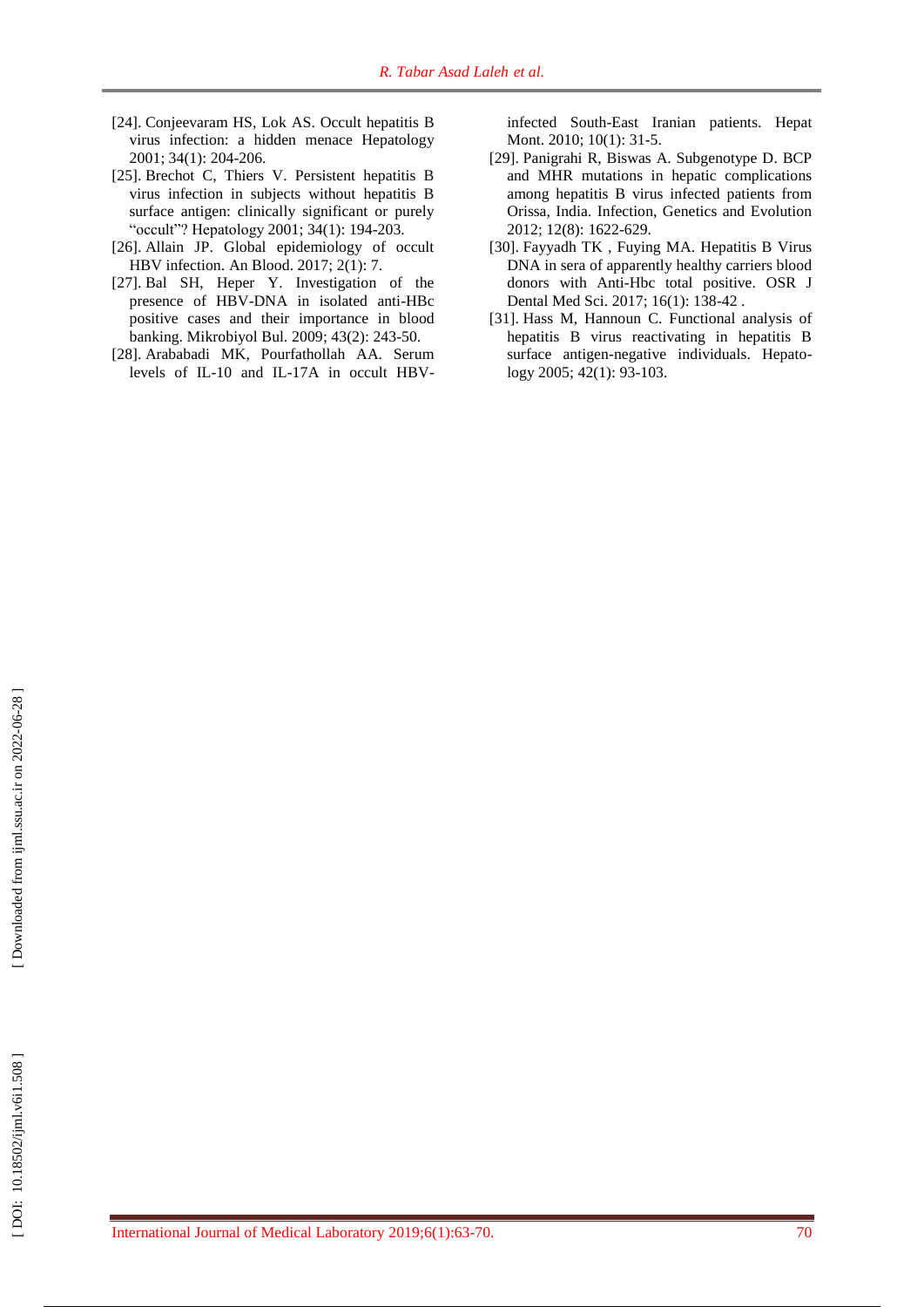[24]. Conjeevaram HS, Lok AS. Occult hepatitis B virus infection: a hidden menace Hepatology 2001; 34(1): 204-206.

[25]. Brechot C, Thiers V. Persistent hepatitis B virus infection in subjects without hepatitis B surface antigen: clinically significant or purely "occult"? Hepatology 2001; 34(1): 194-203.

[26]. Allain JP. Global epidemiology of occult HBV infection. An Blood. 2017; 2(1): 7.

[27]. Bal SH, Heper Y. Investigation of the presence of HBV-DNA in isolated anti-HBc positive cases and their importance in blood banking. Mikrobiyol Bul. 2009; 43(2): 243-50.

[28]. Arababadi MK, Pourfathollah AA. Serum levels of IL-10 and IL-17A in occult HBV-infected South-East Iranian patients. Hepat Mont. 2010; 10(1): 31-5.

[29]. Panigrahi R, Biswas A. Subgenotype D. BCP and MHR mutations in hepatic complications among hepatitis B virus infected patients from Orissa, India. Infection, Genetics and Evolution 2012; 12(8): 1622-629.

[30]. Fayyadh TK , Fuying MA. Hepatitis B Virus DNA in sera of apparently healthy carriers blood donors with Anti-Hbc total positive. OSR J Dental Med Sci. 2017; 16(1): 138-42 .

[31]. Hass M, Hannoun C. Functional analysis of hepatitis B virus reactivating in hepatitis B surface antigen-negative individuals. Hepatology 2005; 42(1): 93-103.